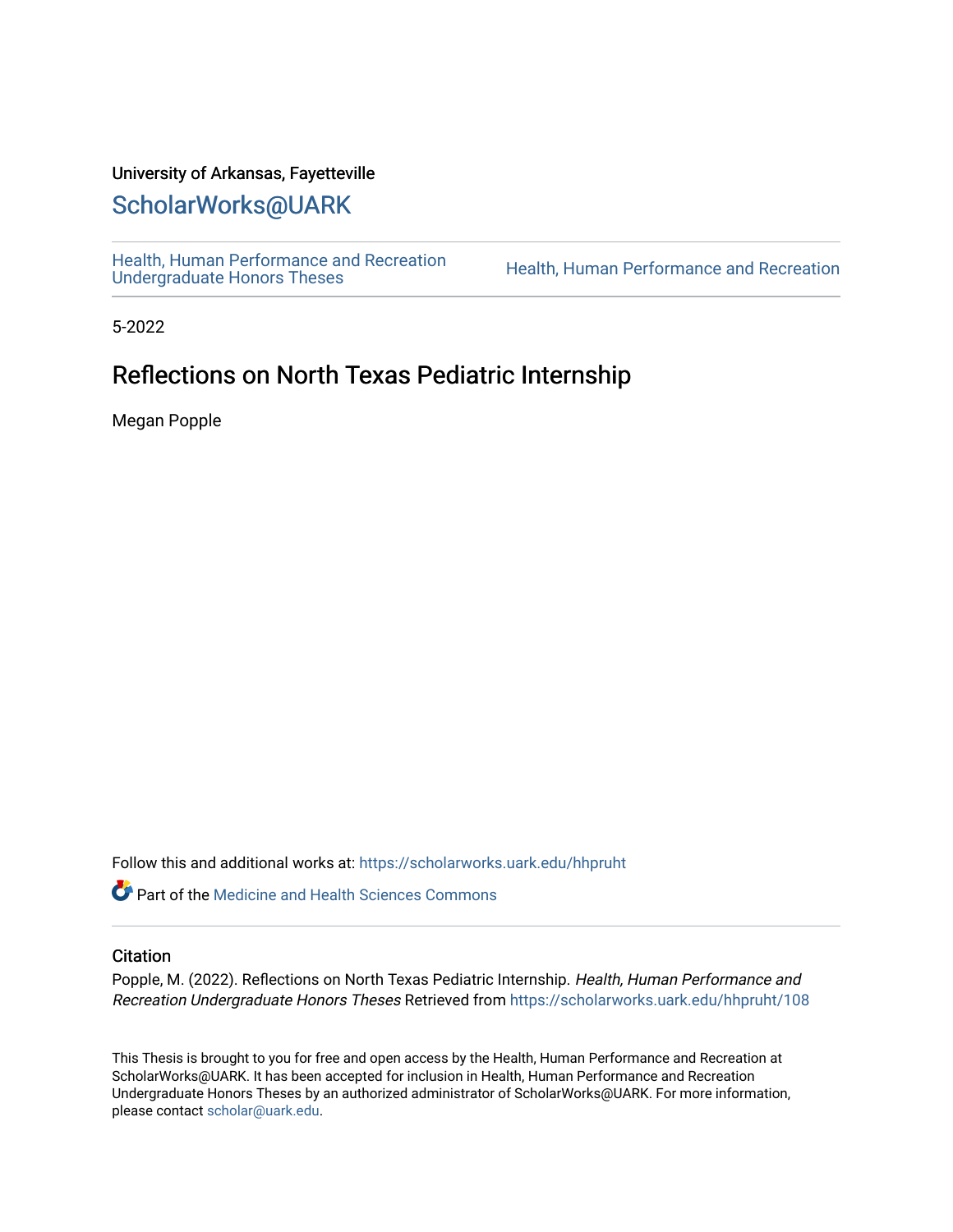University of Arkansas, Fayetteville

# ScholarWorks@UARK

Health, Human Performance and Recreation Undergraduate Honors Theses

Health, Human Performance and Recreation

5-2022

## Reflections on North Texas Pediatric Internship

Megan Popple

Follow this and additional works at: https://scholarworks.uark.edu/hhpruht

Part of the Medicine and Health Sciences Commons

### Citation

Popple, M. (2022). Reflections on North Texas Pediatric Internship. *Health, Human Performance and Recreation Undergraduate Honors Theses* Retrieved from https://scholarworks.uark.edu/hhpruht/108

This Thesis is brought to you for free and open access by the Health, Human Performance and Recreation at ScholarWorks@UARK. It has been accepted for inclusion in Health, Human Performance and Recreation Undergraduate Honors Theses by an authorized administrator of ScholarWorks@UARK. For more information, please contact scholar@uark.edu.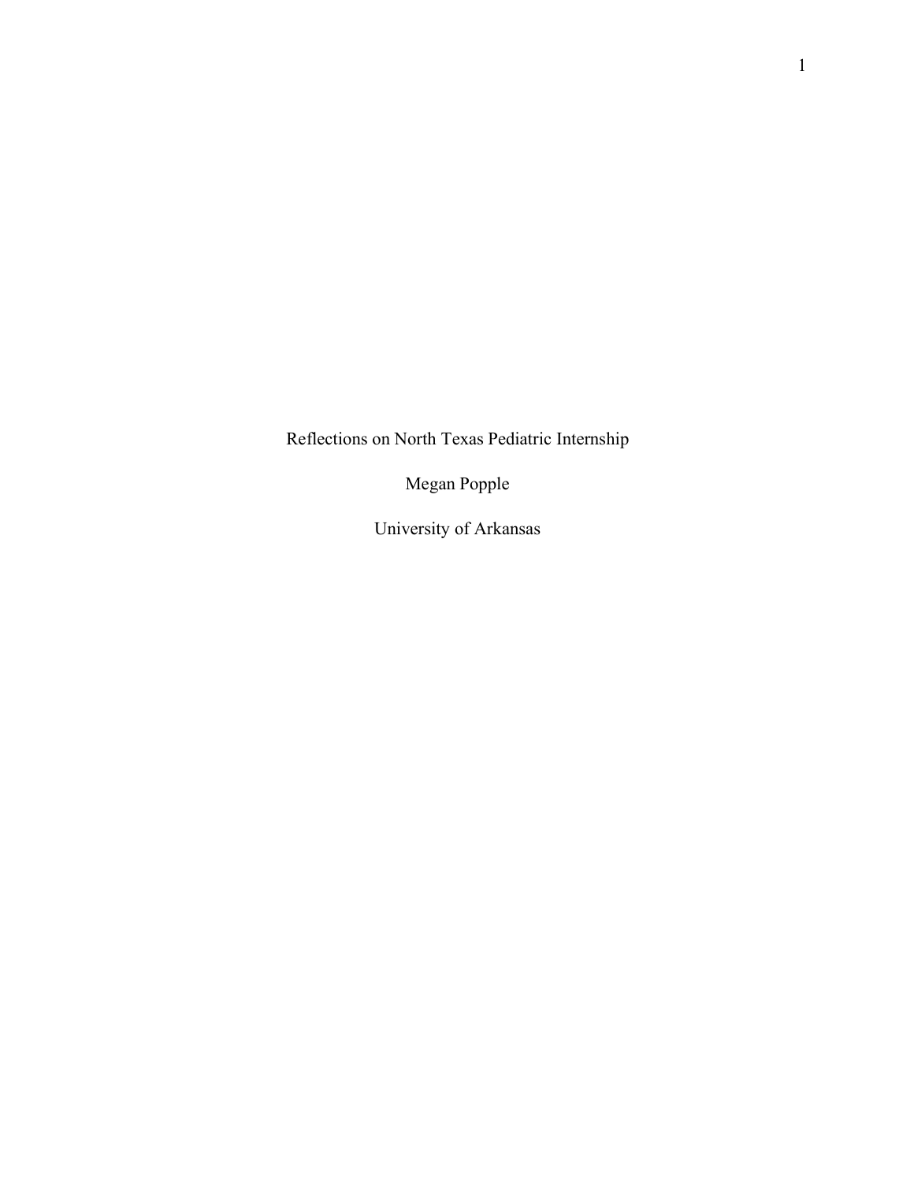Reflections on North Texas Pediatric Internship

Megan Popple

University of Arkansas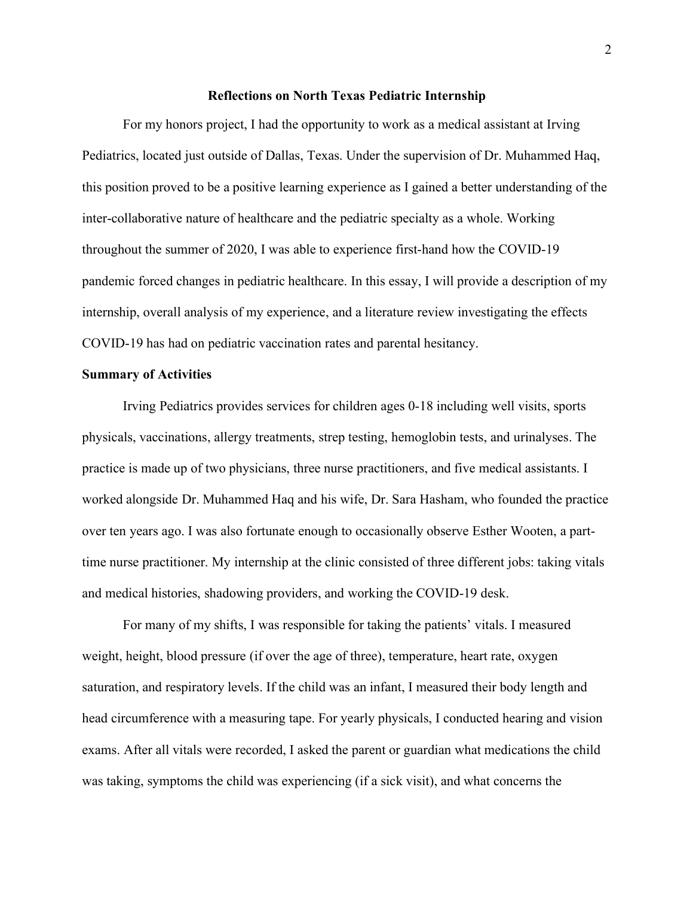## Reflections on North Texas Pediatric Internship

For my honors project, I had the opportunity to work as a medical assistant at Irving Pediatrics, located just outside of Dallas, Texas. Under the supervision of Dr. Muhammed Haq, this position proved to be a positive learning experience as I gained a better understanding of the inter-collaborative nature of healthcare and the pediatric specialty as a whole. Working throughout the summer of 2020, I was able to experience first-hand how the COVID-19 pandemic forced changes in pediatric healthcare. In this essay, I will provide a description of my internship, overall analysis of my experience, and a literature review investigating the effects COVID-19 has had on pediatric vaccination rates and parental hesitancy.

### Summary of Activities

Irving Pediatrics provides services for children ages 0-18 including well visits, sports physicals, vaccinations, allergy treatments, strep testing, hemoglobin tests, and urinalyses. The practice is made up of two physicians, three nurse practitioners, and five medical assistants. I worked alongside Dr. Muhammed Haq and his wife, Dr. Sara Hasham, who founded the practice over ten years ago. I was also fortunate enough to occasionally observe Esther Wooten, a part-time nurse practitioner. My internship at the clinic consisted of three different jobs: taking vitals and medical histories, shadowing providers, and working the COVID-19 desk.

For many of my shifts, I was responsible for taking the patients' vitals. I measured weight, height, blood pressure (if over the age of three), temperature, heart rate, oxygen saturation, and respiratory levels. If the child was an infant, I measured their body length and head circumference with a measuring tape. For yearly physicals, I conducted hearing and vision exams. After all vitals were recorded, I asked the parent or guardian what medications the child was taking, symptoms the child was experiencing (if a sick visit), and what concerns the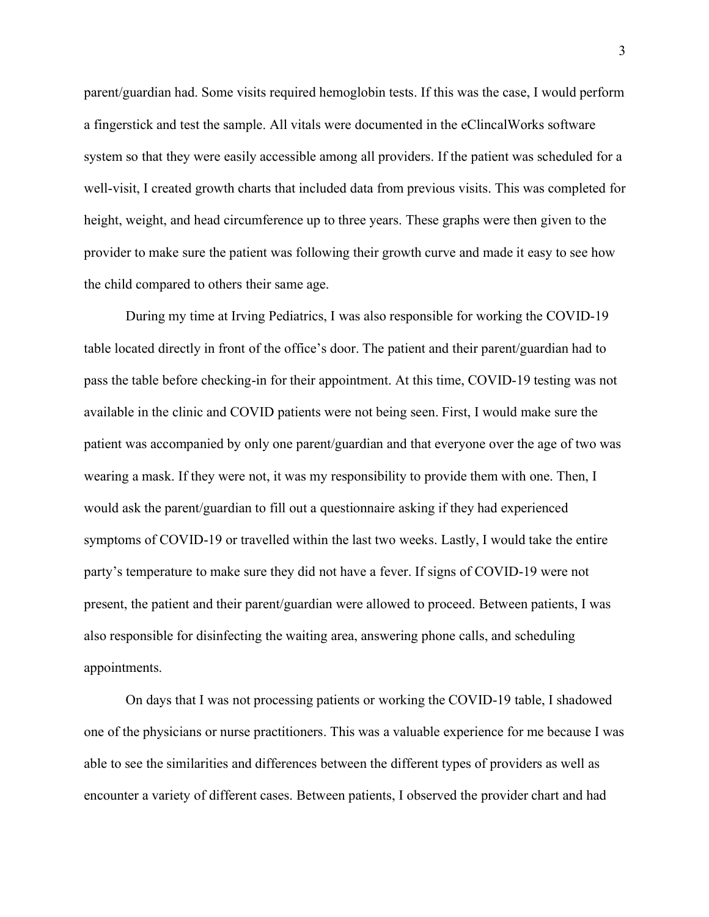parent/guardian had. Some visits required hemoglobin tests. If this was the case, I would perform a fingerstick and test the sample. All vitals were documented in the eClincalWorks software system so that they were easily accessible among all providers. If the patient was scheduled for a well-visit, I created growth charts that included data from previous visits. This was completed for height, weight, and head circumference up to three years. These graphs were then given to the provider to make sure the patient was following their growth curve and made it easy to see how the child compared to others their same age.

During my time at Irving Pediatrics, I was also responsible for working the COVID-19 table located directly in front of the office's door. The patient and their parent/guardian had to pass the table before checking-in for their appointment. At this time, COVID-19 testing was not available in the clinic and COVID patients were not being seen. First, I would make sure the patient was accompanied by only one parent/guardian and that everyone over the age of two was wearing a mask. If they were not, it was my responsibility to provide them with one. Then, I would ask the parent/guardian to fill out a questionnaire asking if they had experienced symptoms of COVID-19 or travelled within the last two weeks. Lastly, I would take the entire party's temperature to make sure they did not have a fever. If signs of COVID-19 were not present, the patient and their parent/guardian were allowed to proceed. Between patients, I was also responsible for disinfecting the waiting area, answering phone calls, and scheduling appointments.

On days that I was not processing patients or working the COVID-19 table, I shadowed one of the physicians or nurse practitioners. This was a valuable experience for me because I was able to see the similarities and differences between the different types of providers as well as encounter a variety of different cases. Between patients, I observed the provider chart and had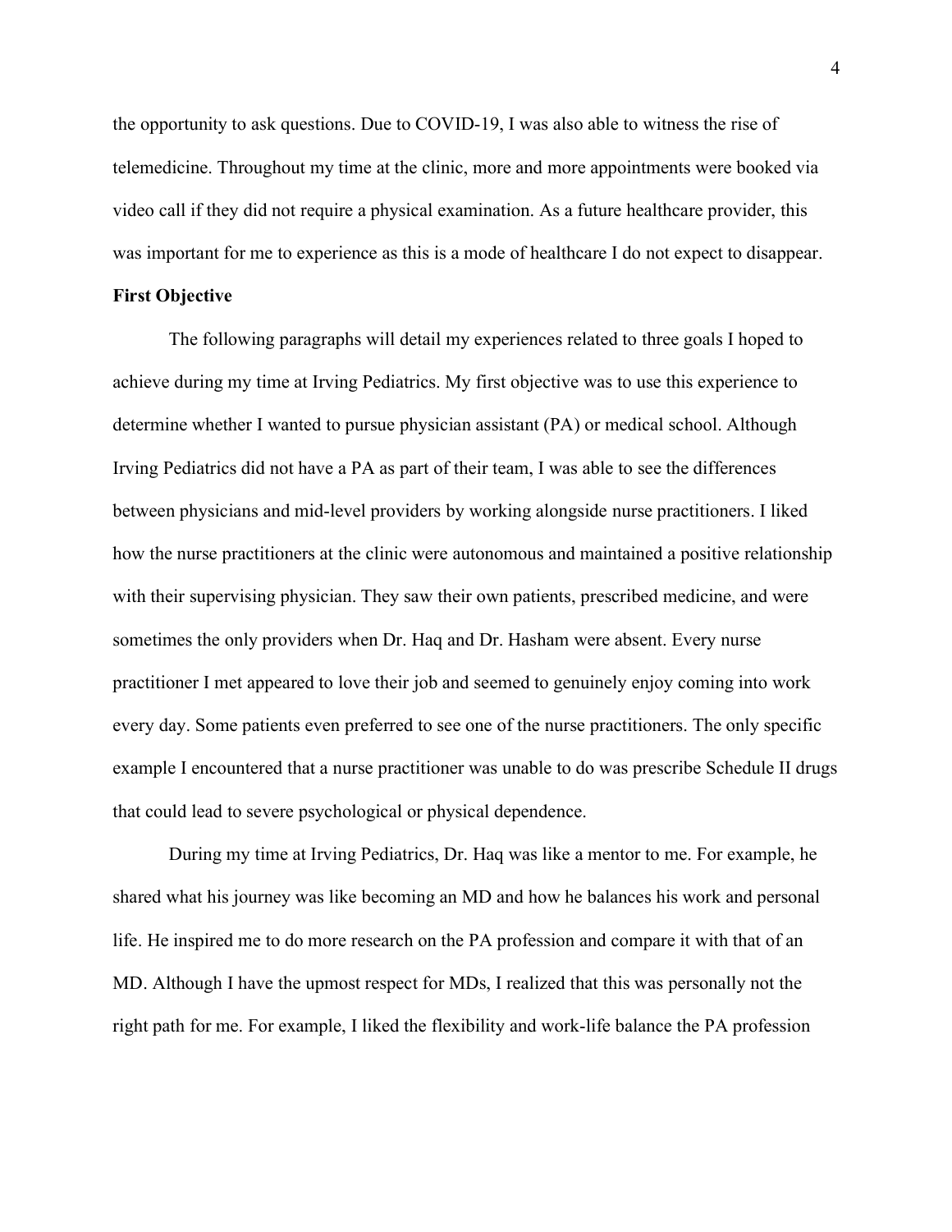the opportunity to ask questions. Due to COVID-19, I was also able to witness the rise of telemedicine. Throughout my time at the clinic, more and more appointments were booked via video call if they did not require a physical examination. As a future healthcare provider, this was important for me to experience as this is a mode of healthcare I do not expect to disappear.

**First Objective**

The following paragraphs will detail my experiences related to three goals I hoped to achieve during my time at Irving Pediatrics. My first objective was to use this experience to determine whether I wanted to pursue physician assistant (PA) or medical school. Although Irving Pediatrics did not have a PA as part of their team, I was able to see the differences between physicians and mid-level providers by working alongside nurse practitioners. I liked how the nurse practitioners at the clinic were autonomous and maintained a positive relationship with their supervising physician. They saw their own patients, prescribed medicine, and were sometimes the only providers when Dr. Haq and Dr. Hasham were absent. Every nurse practitioner I met appeared to love their job and seemed to genuinely enjoy coming into work every day. Some patients even preferred to see one of the nurse practitioners. The only specific example I encountered that a nurse practitioner was unable to do was prescribe Schedule II drugs that could lead to severe psychological or physical dependence.

During my time at Irving Pediatrics, Dr. Haq was like a mentor to me. For example, he shared what his journey was like becoming an MD and how he balances his work and personal life. He inspired me to do more research on the PA profession and compare it with that of an MD. Although I have the upmost respect for MDs, I realized that this was personally not the right path for me. For example, I liked the flexibility and work-life balance the PA profession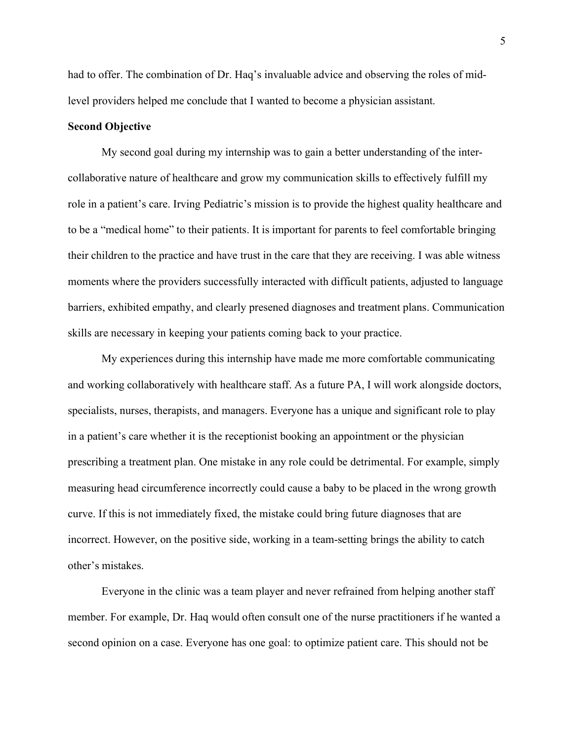had to offer. The combination of Dr. Haq's invaluable advice and observing the roles of mid-level providers helped me conclude that I wanted to become a physician assistant.

**Second Objective**

My second goal during my internship was to gain a better understanding of the inter-collaborative nature of healthcare and grow my communication skills to effectively fulfill my role in a patient's care. Irving Pediatric's mission is to provide the highest quality healthcare and to be a "medical home" to their patients. It is important for parents to feel comfortable bringing their children to the practice and have trust in the care that they are receiving. I was able witness moments where the providers successfully interacted with difficult patients, adjusted to language barriers, exhibited empathy, and clearly presened diagnoses and treatment plans. Communication skills are necessary in keeping your patients coming back to your practice.

My experiences during this internship have made me more comfortable communicating and working collaboratively with healthcare staff. As a future PA, I will work alongside doctors, specialists, nurses, therapists, and managers. Everyone has a unique and significant role to play in a patient's care whether it is the receptionist booking an appointment or the physician prescribing a treatment plan. One mistake in any role could be detrimental. For example, simply measuring head circumference incorrectly could cause a baby to be placed in the wrong growth curve. If this is not immediately fixed, the mistake could bring future diagnoses that are incorrect. However, on the positive side, working in a team-setting brings the ability to catch other's mistakes.

Everyone in the clinic was a team player and never refrained from helping another staff member. For example, Dr. Haq would often consult one of the nurse practitioners if he wanted a second opinion on a case. Everyone has one goal: to optimize patient care. This should not be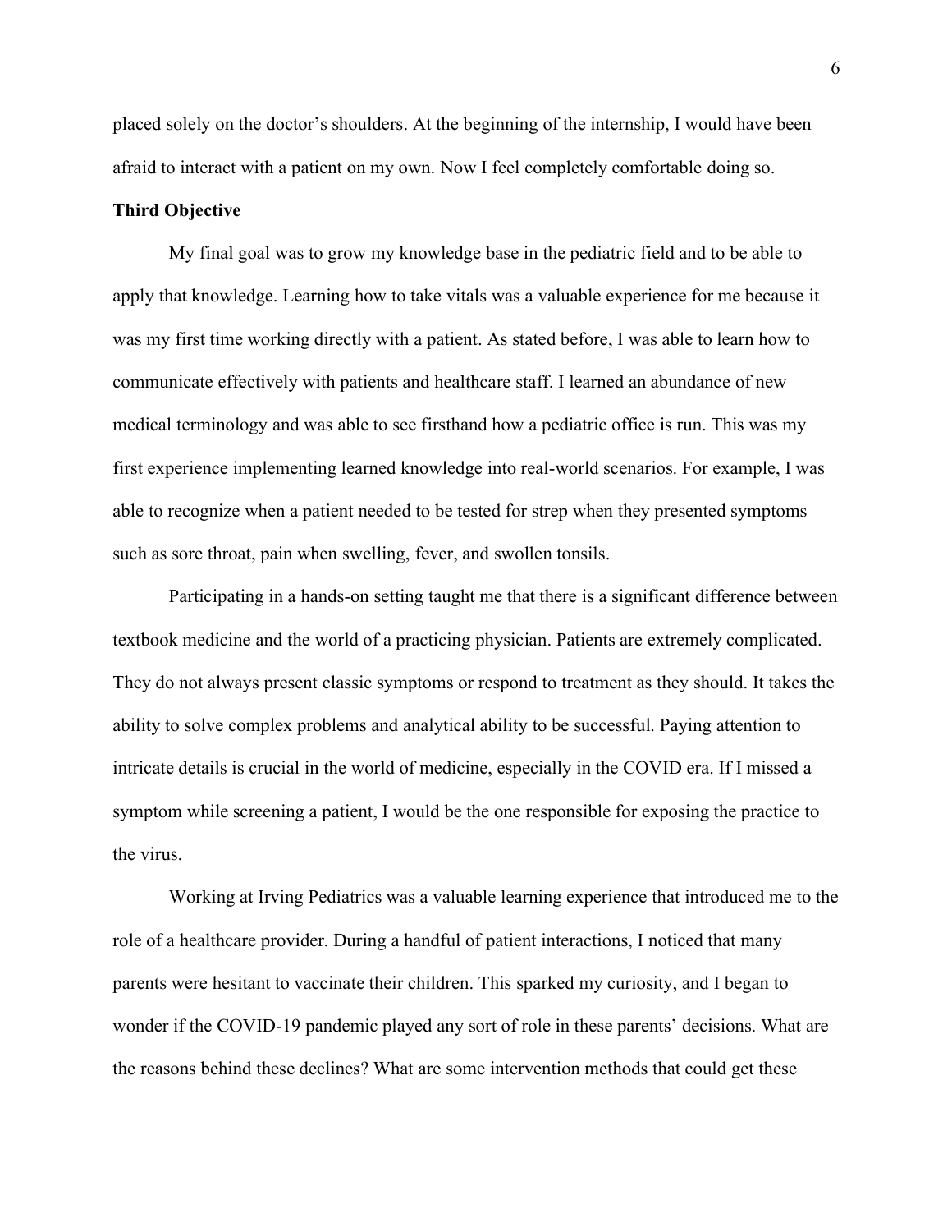placed solely on the doctor's shoulders. At the beginning of the internship, I would have been afraid to interact with a patient on my own. Now I feel completely comfortable doing so.

**Third Objective**

My final goal was to grow my knowledge base in the pediatric field and to be able to apply that knowledge. Learning how to take vitals was a valuable experience for me because it was my first time working directly with a patient. As stated before, I was able to learn how to communicate effectively with patients and healthcare staff. I learned an abundance of new medical terminology and was able to see firsthand how a pediatric office is run. This was my first experience implementing learned knowledge into real-world scenarios. For example, I was able to recognize when a patient needed to be tested for strep when they presented symptoms such as sore throat, pain when swelling, fever, and swollen tonsils.

Participating in a hands-on setting taught me that there is a significant difference between textbook medicine and the world of a practicing physician. Patients are extremely complicated. They do not always present classic symptoms or respond to treatment as they should. It takes the ability to solve complex problems and analytical ability to be successful. Paying attention to intricate details is crucial in the world of medicine, especially in the COVID era. If I missed a symptom while screening a patient, I would be the one responsible for exposing the practice to the virus.

Working at Irving Pediatrics was a valuable learning experience that introduced me to the role of a healthcare provider. During a handful of patient interactions, I noticed that many parents were hesitant to vaccinate their children. This sparked my curiosity, and I began to wonder if the COVID-19 pandemic played any sort of role in these parents' decisions. What are the reasons behind these declines? What are some intervention methods that could get these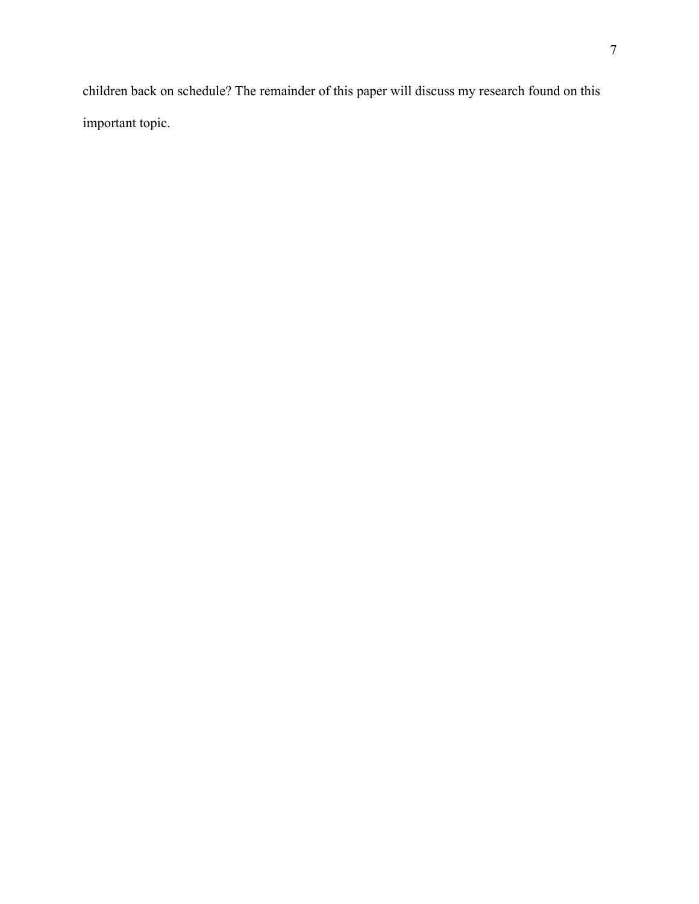children back on schedule? The remainder of this paper will discuss my research found on this important topic.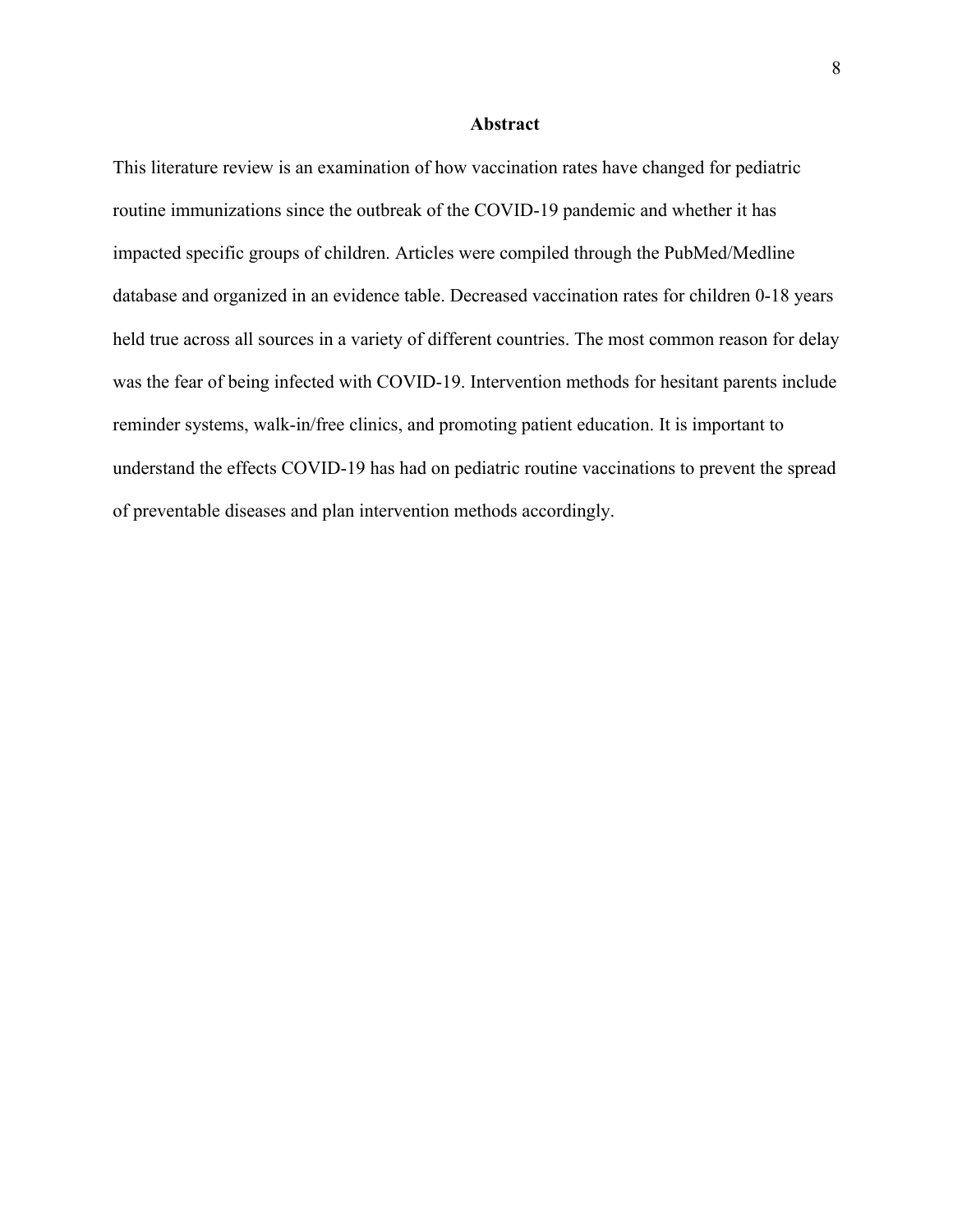## Abstract

This literature review is an examination of how vaccination rates have changed for pediatric routine immunizations since the outbreak of the COVID-19 pandemic and whether it has impacted specific groups of children. Articles were compiled through the PubMed/Medline database and organized in an evidence table. Decreased vaccination rates for children 0-18 years held true across all sources in a variety of different countries. The most common reason for delay was the fear of being infected with COVID-19. Intervention methods for hesitant parents include reminder systems, walk-in/free clinics, and promoting patient education. It is important to understand the effects COVID-19 has had on pediatric routine vaccinations to prevent the spread of preventable diseases and plan intervention methods accordingly.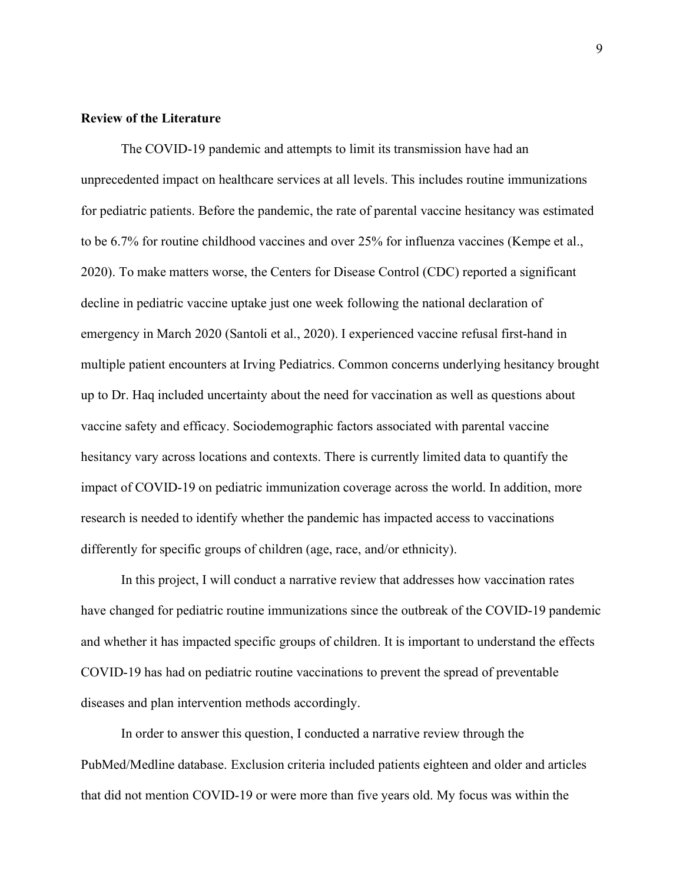**Review of the Literature**

The COVID-19 pandemic and attempts to limit its transmission have had an unprecedented impact on healthcare services at all levels. This includes routine immunizations for pediatric patients. Before the pandemic, the rate of parental vaccine hesitancy was estimated to be 6.7% for routine childhood vaccines and over 25% for influenza vaccines (Kempe et al., 2020). To make matters worse, the Centers for Disease Control (CDC) reported a significant decline in pediatric vaccine uptake just one week following the national declaration of emergency in March 2020 (Santoli et al., 2020). I experienced vaccine refusal first-hand in multiple patient encounters at Irving Pediatrics. Common concerns underlying hesitancy brought up to Dr. Haq included uncertainty about the need for vaccination as well as questions about vaccine safety and efficacy. Sociodemographic factors associated with parental vaccine hesitancy vary across locations and contexts. There is currently limited data to quantify the impact of COVID-19 on pediatric immunization coverage across the world. In addition, more research is needed to identify whether the pandemic has impacted access to vaccinations differently for specific groups of children (age, race, and/or ethnicity).

In this project, I will conduct a narrative review that addresses how vaccination rates have changed for pediatric routine immunizations since the outbreak of the COVID-19 pandemic and whether it has impacted specific groups of children. It is important to understand the effects COVID-19 has had on pediatric routine vaccinations to prevent the spread of preventable diseases and plan intervention methods accordingly.

In order to answer this question, I conducted a narrative review through the PubMed/Medline database. Exclusion criteria included patients eighteen and older and articles that did not mention COVID-19 or were more than five years old. My focus was within the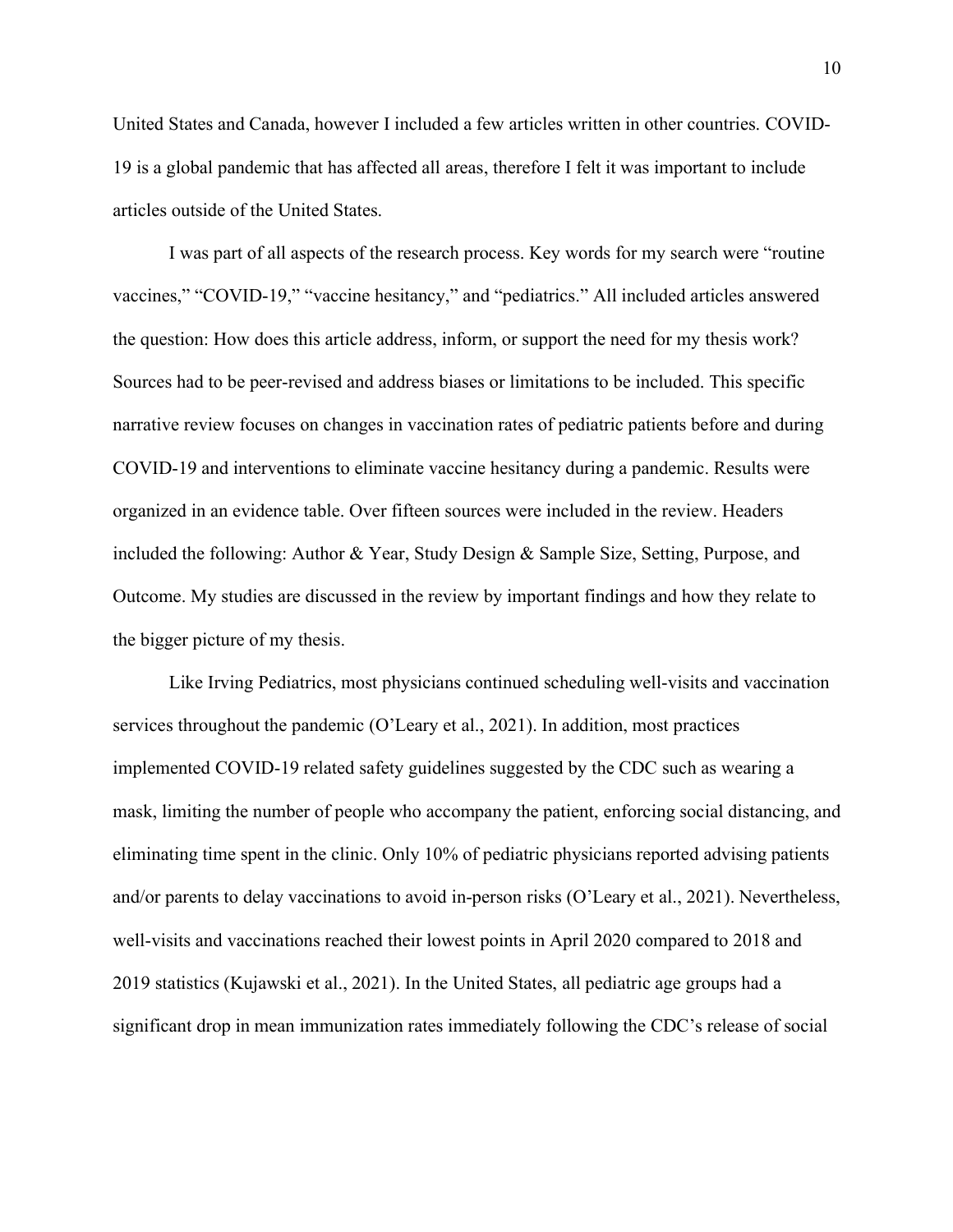United States and Canada, however I included a few articles written in other countries. COVID-19 is a global pandemic that has affected all areas, therefore I felt it was important to include articles outside of the United States.

I was part of all aspects of the research process. Key words for my search were "routine vaccines," "COVID-19," "vaccine hesitancy," and "pediatrics." All included articles answered the question: How does this article address, inform, or support the need for my thesis work? Sources had to be peer-revised and address biases or limitations to be included. This specific narrative review focuses on changes in vaccination rates of pediatric patients before and during COVID-19 and interventions to eliminate vaccine hesitancy during a pandemic. Results were organized in an evidence table. Over fifteen sources were included in the review. Headers included the following: Author & Year, Study Design & Sample Size, Setting, Purpose, and Outcome. My studies are discussed in the review by important findings and how they relate to the bigger picture of my thesis.

Like Irving Pediatrics, most physicians continued scheduling well-visits and vaccination services throughout the pandemic (O'Leary et al., 2021). In addition, most practices implemented COVID-19 related safety guidelines suggested by the CDC such as wearing a mask, limiting the number of people who accompany the patient, enforcing social distancing, and eliminating time spent in the clinic. Only 10% of pediatric physicians reported advising patients and/or parents to delay vaccinations to avoid in-person risks (O'Leary et al., 2021). Nevertheless, well-visits and vaccinations reached their lowest points in April 2020 compared to 2018 and 2019 statistics (Kujawski et al., 2021). In the United States, all pediatric age groups had a significant drop in mean immunization rates immediately following the CDC's release of social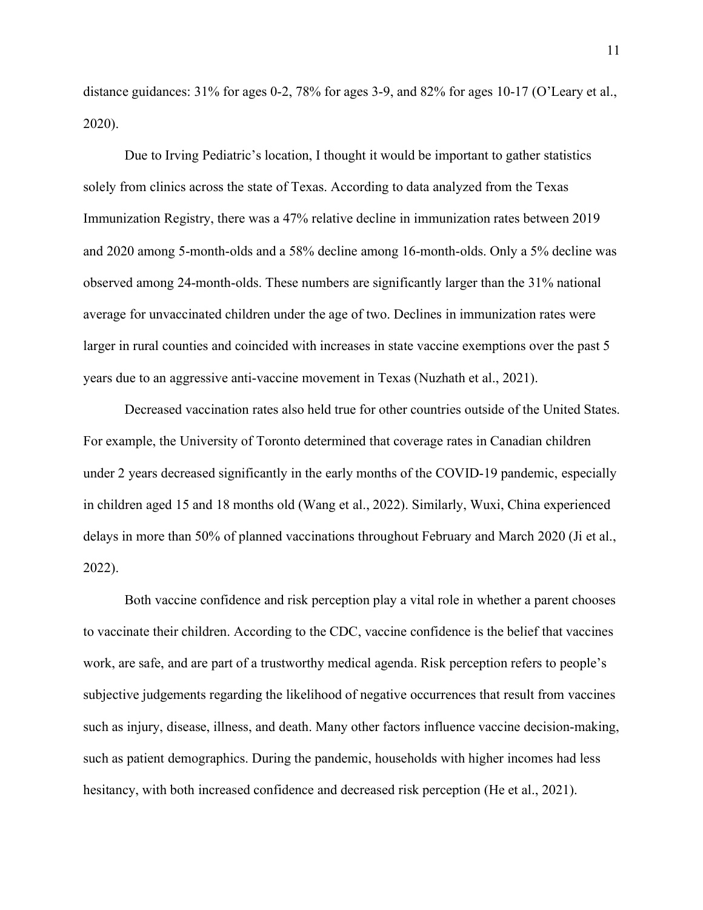distance guidances: 31% for ages 0-2, 78% for ages 3-9, and 82% for ages 10-17 (O'Leary et al., 2020).

Due to Irving Pediatric's location, I thought it would be important to gather statistics solely from clinics across the state of Texas. According to data analyzed from the Texas Immunization Registry, there was a 47% relative decline in immunization rates between 2019 and 2020 among 5-month-olds and a 58% decline among 16-month-olds. Only a 5% decline was observed among 24-month-olds. These numbers are significantly larger than the 31% national average for unvaccinated children under the age of two. Declines in immunization rates were larger in rural counties and coincided with increases in state vaccine exemptions over the past 5 years due to an aggressive anti-vaccine movement in Texas (Nuzhath et al., 2021).

Decreased vaccination rates also held true for other countries outside of the United States. For example, the University of Toronto determined that coverage rates in Canadian children under 2 years decreased significantly in the early months of the COVID-19 pandemic, especially in children aged 15 and 18 months old (Wang et al., 2022). Similarly, Wuxi, China experienced delays in more than 50% of planned vaccinations throughout February and March 2020 (Ji et al., 2022).

Both vaccine confidence and risk perception play a vital role in whether a parent chooses to vaccinate their children. According to the CDC, vaccine confidence is the belief that vaccines work, are safe, and are part of a trustworthy medical agenda. Risk perception refers to people's subjective judgements regarding the likelihood of negative occurrences that result from vaccines such as injury, disease, illness, and death. Many other factors influence vaccine decision-making, such as patient demographics. During the pandemic, households with higher incomes had less hesitancy, with both increased confidence and decreased risk perception (He et al., 2021).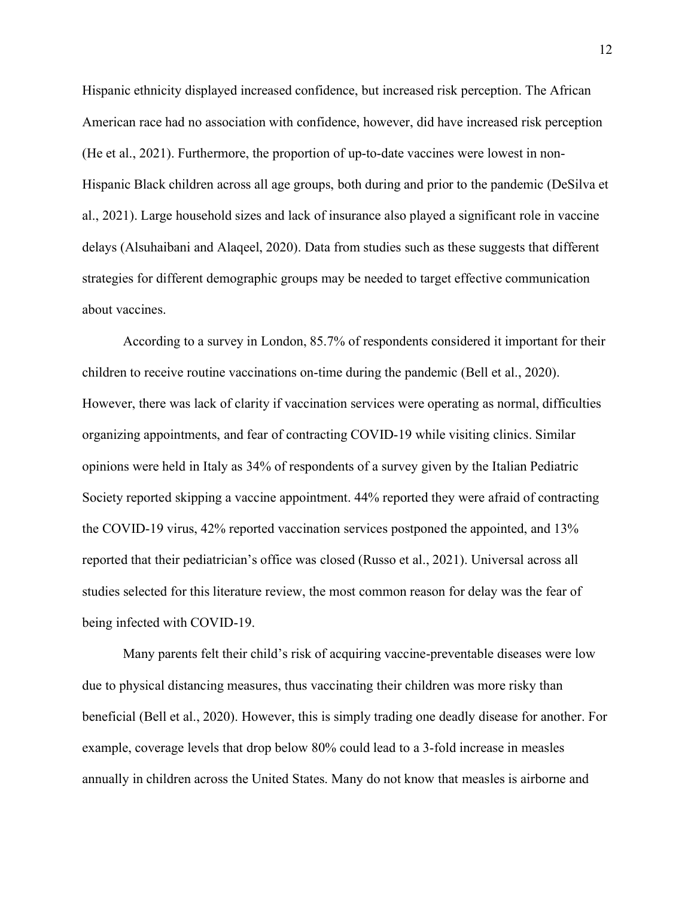Hispanic ethnicity displayed increased confidence, but increased risk perception. The African American race had no association with confidence, however, did have increased risk perception (He et al., 2021). Furthermore, the proportion of up-to-date vaccines were lowest in non-Hispanic Black children across all age groups, both during and prior to the pandemic (DeSilva et al., 2021). Large household sizes and lack of insurance also played a significant role in vaccine delays (Alsuhaibani and Alaqeel, 2020). Data from studies such as these suggests that different strategies for different demographic groups may be needed to target effective communication about vaccines.

According to a survey in London, 85.7% of respondents considered it important for their children to receive routine vaccinations on-time during the pandemic (Bell et al., 2020). However, there was lack of clarity if vaccination services were operating as normal, difficulties organizing appointments, and fear of contracting COVID-19 while visiting clinics. Similar opinions were held in Italy as 34% of respondents of a survey given by the Italian Pediatric Society reported skipping a vaccine appointment. 44% reported they were afraid of contracting the COVID-19 virus, 42% reported vaccination services postponed the appointed, and 13% reported that their pediatrician's office was closed (Russo et al., 2021). Universal across all studies selected for this literature review, the most common reason for delay was the fear of being infected with COVID-19.

Many parents felt their child's risk of acquiring vaccine-preventable diseases were low due to physical distancing measures, thus vaccinating their children was more risky than beneficial (Bell et al., 2020). However, this is simply trading one deadly disease for another. For example, coverage levels that drop below 80% could lead to a 3-fold increase in measles annually in children across the United States. Many do not know that measles is airborne and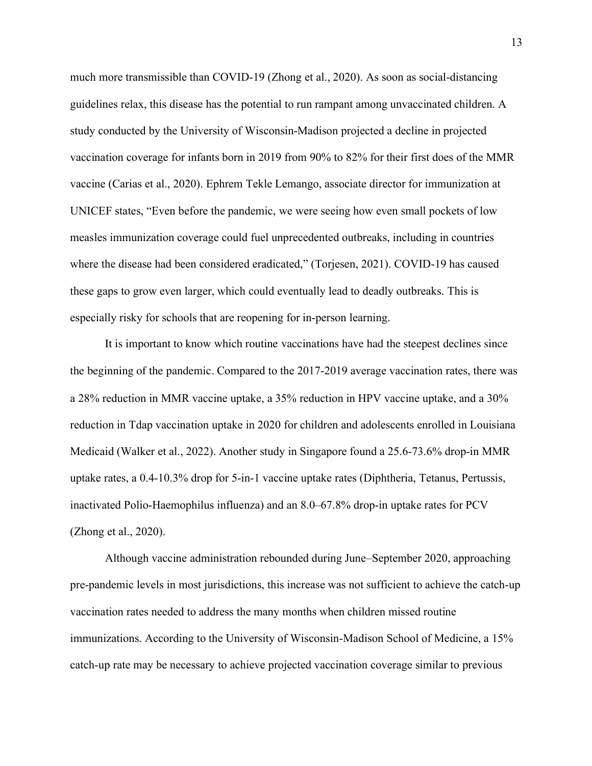much more transmissible than COVID-19 (Zhong et al., 2020). As soon as social-distancing guidelines relax, this disease has the potential to run rampant among unvaccinated children. A study conducted by the University of Wisconsin-Madison projected a decline in projected vaccination coverage for infants born in 2019 from 90% to 82% for their first does of the MMR vaccine (Carias et al., 2020). Ephrem Tekle Lemango, associate director for immunization at UNICEF states, "Even before the pandemic, we were seeing how even small pockets of low measles immunization coverage could fuel unprecedented outbreaks, including in countries where the disease had been considered eradicated," (Torjesen, 2021). COVID-19 has caused these gaps to grow even larger, which could eventually lead to deadly outbreaks. This is especially risky for schools that are reopening for in-person learning.

It is important to know which routine vaccinations have had the steepest declines since the beginning of the pandemic. Compared to the 2017-2019 average vaccination rates, there was a 28% reduction in MMR vaccine uptake, a 35% reduction in HPV vaccine uptake, and a 30% reduction in Tdap vaccination uptake in 2020 for children and adolescents enrolled in Louisiana Medicaid (Walker et al., 2022). Another study in Singapore found a 25.6-73.6% drop-in MMR uptake rates, a 0.4-10.3% drop for 5-in-1 vaccine uptake rates (Diphtheria, Tetanus, Pertussis, inactivated Polio-Haemophilus influenza) and an 8.0–67.8% drop-in uptake rates for PCV (Zhong et al., 2020).

Although vaccine administration rebounded during June–September 2020, approaching pre-pandemic levels in most jurisdictions, this increase was not sufficient to achieve the catch-up vaccination rates needed to address the many months when children missed routine immunizations. According to the University of Wisconsin-Madison School of Medicine, a 15% catch-up rate may be necessary to achieve projected vaccination coverage similar to previous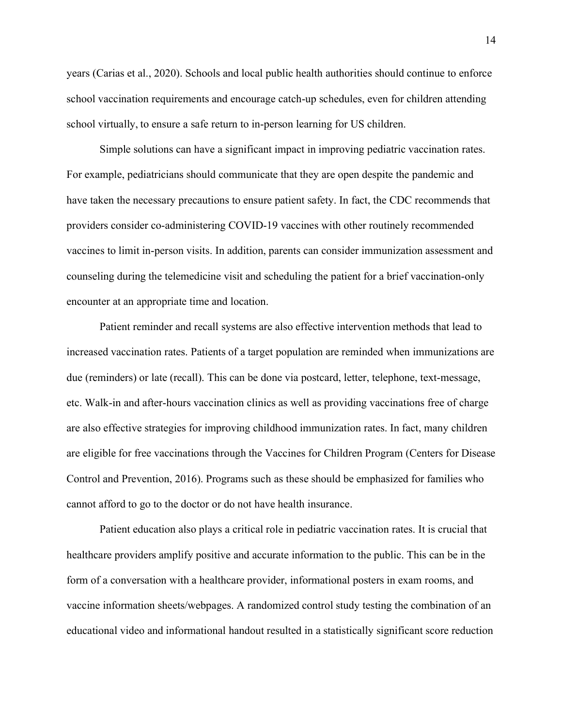years (Carias et al., 2020). Schools and local public health authorities should continue to enforce school vaccination requirements and encourage catch-up schedules, even for children attending school virtually, to ensure a safe return to in-person learning for US children.

Simple solutions can have a significant impact in improving pediatric vaccination rates. For example, pediatricians should communicate that they are open despite the pandemic and have taken the necessary precautions to ensure patient safety. In fact, the CDC recommends that providers consider co-administering COVID-19 vaccines with other routinely recommended vaccines to limit in-person visits. In addition, parents can consider immunization assessment and counseling during the telemedicine visit and scheduling the patient for a brief vaccination-only encounter at an appropriate time and location.

Patient reminder and recall systems are also effective intervention methods that lead to increased vaccination rates. Patients of a target population are reminded when immunizations are due (reminders) or late (recall). This can be done via postcard, letter, telephone, text-message, etc. Walk-in and after-hours vaccination clinics as well as providing vaccinations free of charge are also effective strategies for improving childhood immunization rates. In fact, many children are eligible for free vaccinations through the Vaccines for Children Program (Centers for Disease Control and Prevention, 2016). Programs such as these should be emphasized for families who cannot afford to go to the doctor or do not have health insurance.

Patient education also plays a critical role in pediatric vaccination rates. It is crucial that healthcare providers amplify positive and accurate information to the public. This can be in the form of a conversation with a healthcare provider, informational posters in exam rooms, and vaccine information sheets/webpages. A randomized control study testing the combination of an educational video and informational handout resulted in a statistically significant score reduction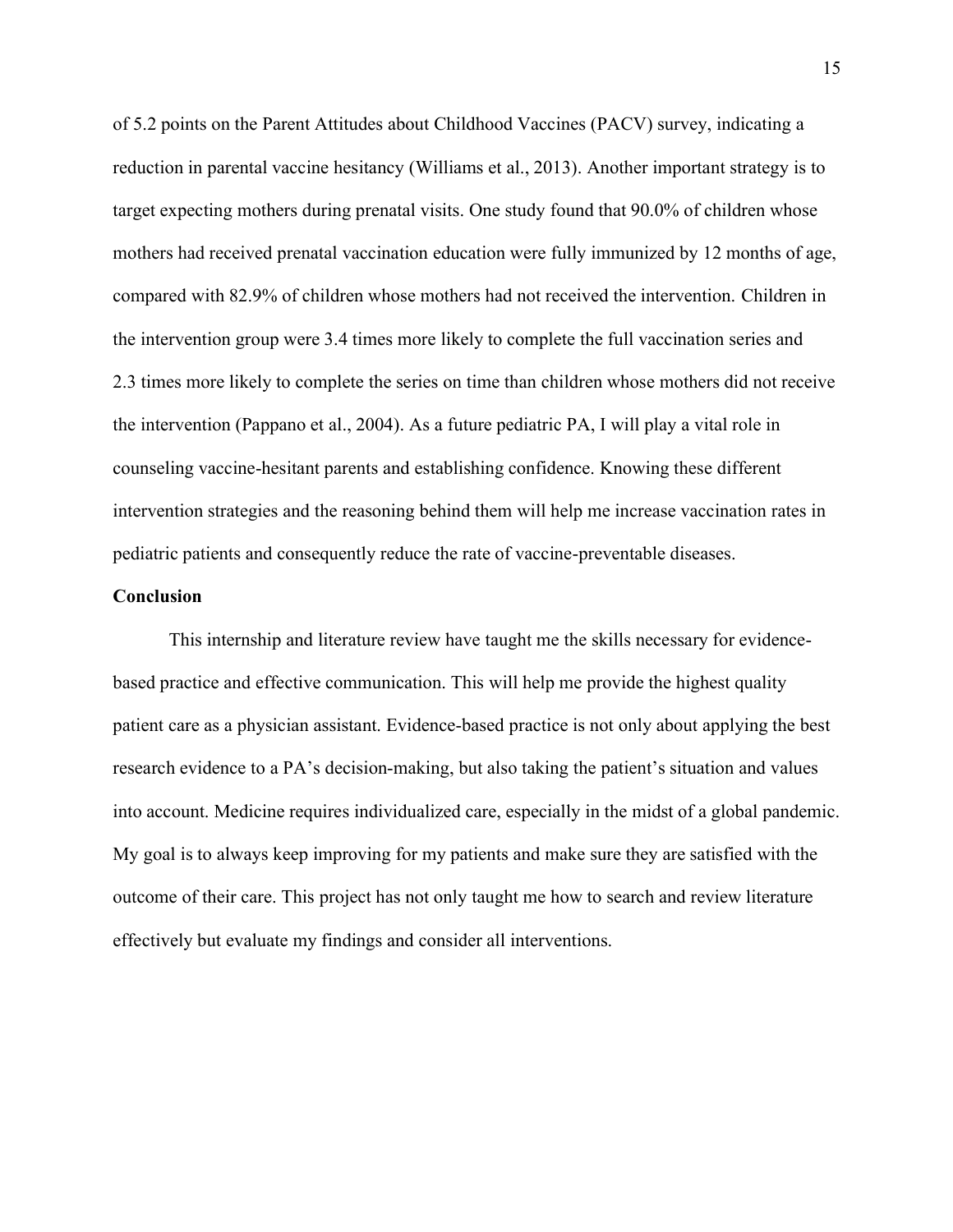of 5.2 points on the Parent Attitudes about Childhood Vaccines (PACV) survey, indicating a reduction in parental vaccine hesitancy (Williams et al., 2013). Another important strategy is to target expecting mothers during prenatal visits. One study found that 90.0% of children whose mothers had received prenatal vaccination education were fully immunized by 12 months of age, compared with 82.9% of children whose mothers had not received the intervention. Children in the intervention group were 3.4 times more likely to complete the full vaccination series and 2.3 times more likely to complete the series on time than children whose mothers did not receive the intervention (Pappano et al., 2004). As a future pediatric PA, I will play a vital role in counseling vaccine-hesitant parents and establishing confidence. Knowing these different intervention strategies and the reasoning behind them will help me increase vaccination rates in pediatric patients and consequently reduce the rate of vaccine-preventable diseases.

## Conclusion

This internship and literature review have taught me the skills necessary for evidence-based practice and effective communication. This will help me provide the highest quality patient care as a physician assistant. Evidence-based practice is not only about applying the best research evidence to a PA's decision-making, but also taking the patient's situation and values into account. Medicine requires individualized care, especially in the midst of a global pandemic. My goal is to always keep improving for my patients and make sure they are satisfied with the outcome of their care. This project has not only taught me how to search and review literature effectively but evaluate my findings and consider all interventions.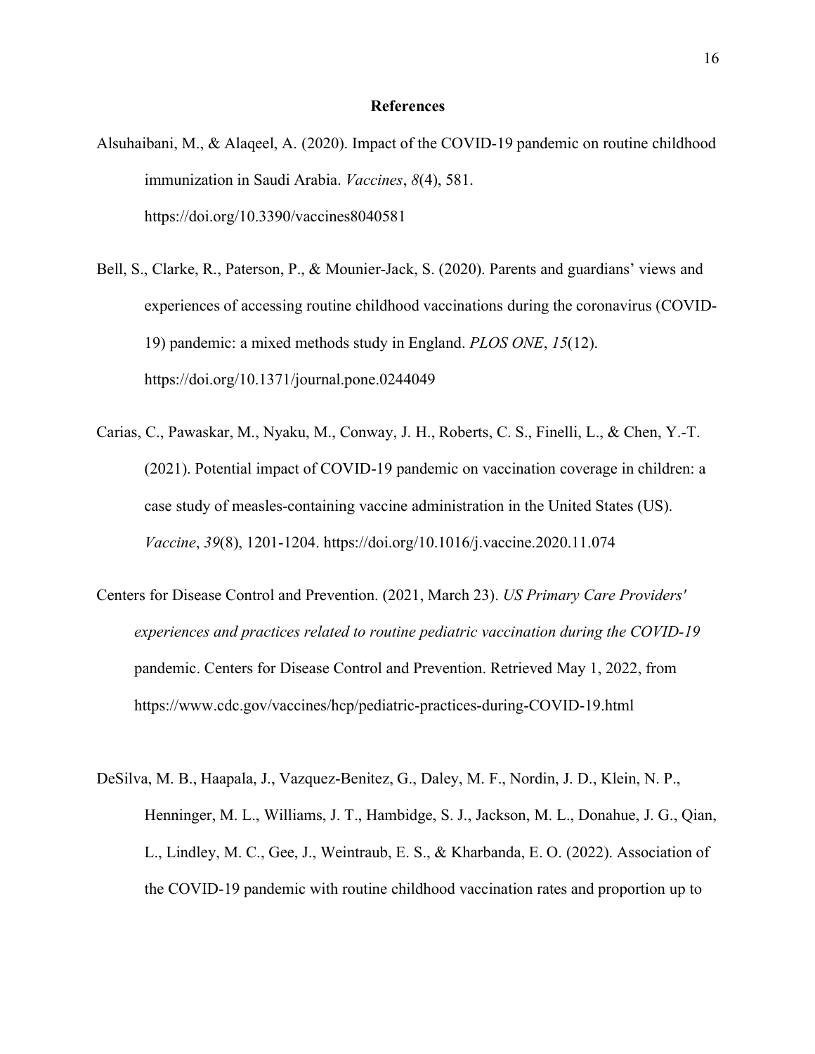# References

Alsuhaibani, M., & Alaqeel, A. (2020). Impact of the COVID-19 pandemic on routine childhood immunization in Saudi Arabia. *Vaccines*, *8*(4), 581. https://doi.org/10.3390/vaccines8040581

Bell, S., Clarke, R., Paterson, P., & Mounier-Jack, S. (2020). Parents and guardians' views and experiences of accessing routine childhood vaccinations during the coronavirus (COVID-19) pandemic: a mixed methods study in England. *PLOS ONE*, *15*(12). https://doi.org/10.1371/journal.pone.0244049

Carias, C., Pawaskar, M., Nyaku, M., Conway, J. H., Roberts, C. S., Finelli, L., & Chen, Y.-T. (2021). Potential impact of COVID-19 pandemic on vaccination coverage in children: a case study of measles-containing vaccine administration in the United States (US). *Vaccine*, *39*(8), 1201-1204. https://doi.org/10.1016/j.vaccine.2020.11.074

Centers for Disease Control and Prevention. (2021, March 23). *US Primary Care Providers' experiences and practices related to routine pediatric vaccination during the COVID-19* pandemic. Centers for Disease Control and Prevention. Retrieved May 1, 2022, from https://www.cdc.gov/vaccines/hcp/pediatric-practices-during-COVID-19.html

DeSilva, M. B., Haapala, J., Vazquez-Benitez, G., Daley, M. F., Nordin, J. D., Klein, N. P., Henninger, M. L., Williams, J. T., Hambidge, S. J., Jackson, M. L., Donahue, J. G., Qian, L., Lindley, M. C., Gee, J., Weintraub, E. S., & Kharbanda, E. O. (2022). Association of the COVID-19 pandemic with routine childhood vaccination rates and proportion up to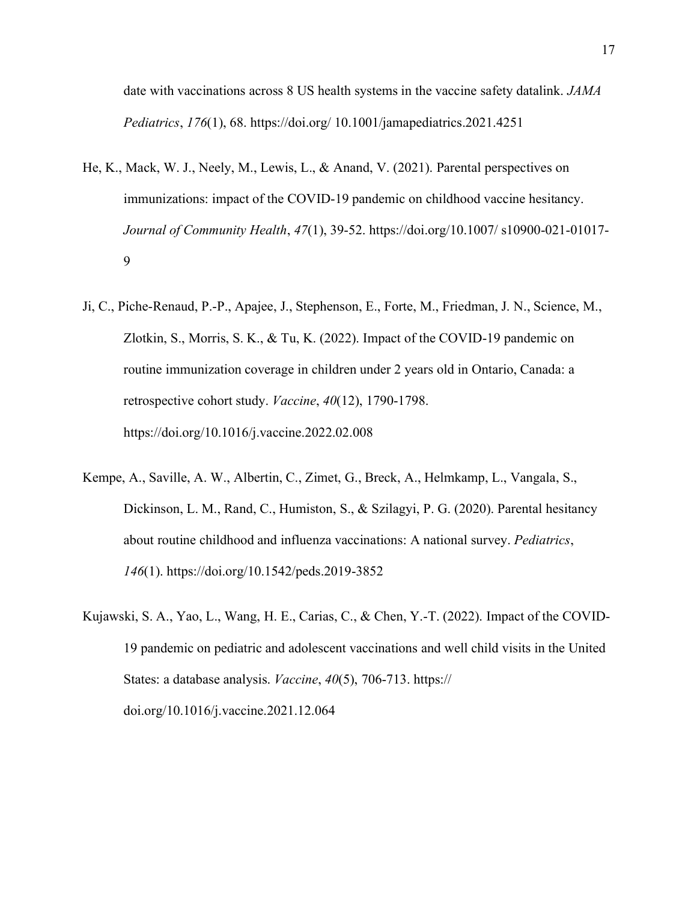date with vaccinations across 8 US health systems in the vaccine safety datalink. *JAMA Pediatrics*, *176*(1), 68. https://doi.org/ 10.1001/jamapediatrics.2021.4251

He, K., Mack, W. J., Neely, M., Lewis, L., & Anand, V. (2021). Parental perspectives on immunizations: impact of the COVID-19 pandemic on childhood vaccine hesitancy. *Journal of Community Health*, *47*(1), 39-52. https://doi.org/10.1007/ s10900-021-01017-9

Ji, C., Piche-Renaud, P.-P., Apajee, J., Stephenson, E., Forte, M., Friedman, J. N., Science, M., Zlotkin, S., Morris, S. K., & Tu, K. (2022). Impact of the COVID-19 pandemic on routine immunization coverage in children under 2 years old in Ontario, Canada: a retrospective cohort study. *Vaccine*, *40*(12), 1790-1798. https://doi.org/10.1016/j.vaccine.2022.02.008

Kempe, A., Saville, A. W., Albertin, C., Zimet, G., Breck, A., Helmkamp, L., Vangala, S., Dickinson, L. M., Rand, C., Humiston, S., & Szilagyi, P. G. (2020). Parental hesitancy about routine childhood and influenza vaccinations: A national survey. *Pediatrics*, *146*(1). https://doi.org/10.1542/peds.2019-3852

Kujawski, S. A., Yao, L., Wang, H. E., Carias, C., & Chen, Y.-T. (2022). Impact of the COVID-19 pandemic on pediatric and adolescent vaccinations and well child visits in the United States: a database analysis. *Vaccine*, *40*(5), 706-713. https:// doi.org/10.1016/j.vaccine.2021.12.064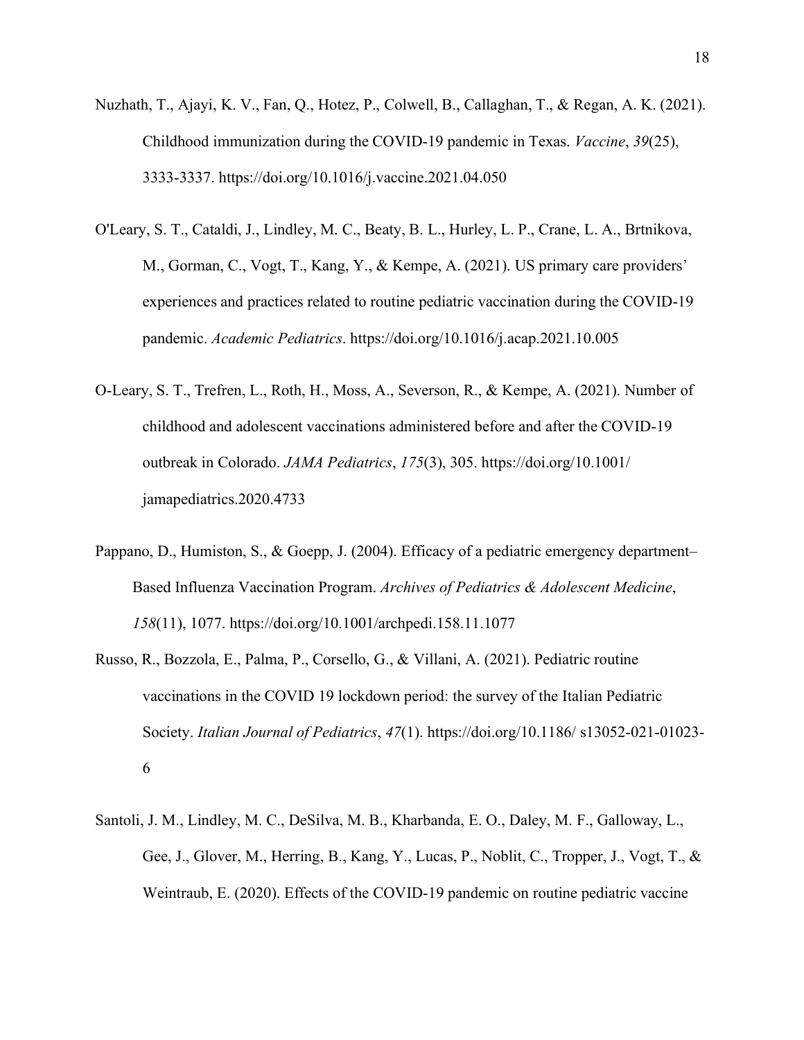Nuzhath, T., Ajayi, K. V., Fan, Q., Hotez, P., Colwell, B., Callaghan, T., & Regan, A. K. (2021). Childhood immunization during the COVID-19 pandemic in Texas. *Vaccine*, *39*(25), 3333-3337. https://doi.org/10.1016/j.vaccine.2021.04.050

O'Leary, S. T., Cataldi, J., Lindley, M. C., Beaty, B. L., Hurley, L. P., Crane, L. A., Brtnikova, M., Gorman, C., Vogt, T., Kang, Y., & Kempe, A. (2021). US primary care providers' experiences and practices related to routine pediatric vaccination during the COVID-19 pandemic. *Academic Pediatrics*. https://doi.org/10.1016/j.acap.2021.10.005

O-Leary, S. T., Trefren, L., Roth, H., Moss, A., Severson, R., & Kempe, A. (2021). Number of childhood and adolescent vaccinations administered before and after the COVID-19 outbreak in Colorado. *JAMA Pediatrics*, *175*(3), 305. https://doi.org/10.1001/jamapediatrics.2020.4733

Pappano, D., Humiston, S., & Goepp, J. (2004). Efficacy of a pediatric emergency department–Based Influenza Vaccination Program. *Archives of Pediatrics & Adolescent Medicine*, *158*(11), 1077. https://doi.org/10.1001/archpedi.158.11.1077

Russo, R., Bozzola, E., Palma, P., Corsello, G., & Villani, A. (2021). Pediatric routine vaccinations in the COVID 19 lockdown period: the survey of the Italian Pediatric Society. *Italian Journal of Pediatrics*, *47*(1). https://doi.org/10.1186/ s13052-021-01023-6

Santoli, J. M., Lindley, M. C., DeSilva, M. B., Kharbanda, E. O., Daley, M. F., Galloway, L., Gee, J., Glover, M., Herring, B., Kang, Y., Lucas, P., Noblit, C., Tropper, J., Vogt, T., & Weintraub, E. (2020). Effects of the COVID-19 pandemic on routine pediatric vaccine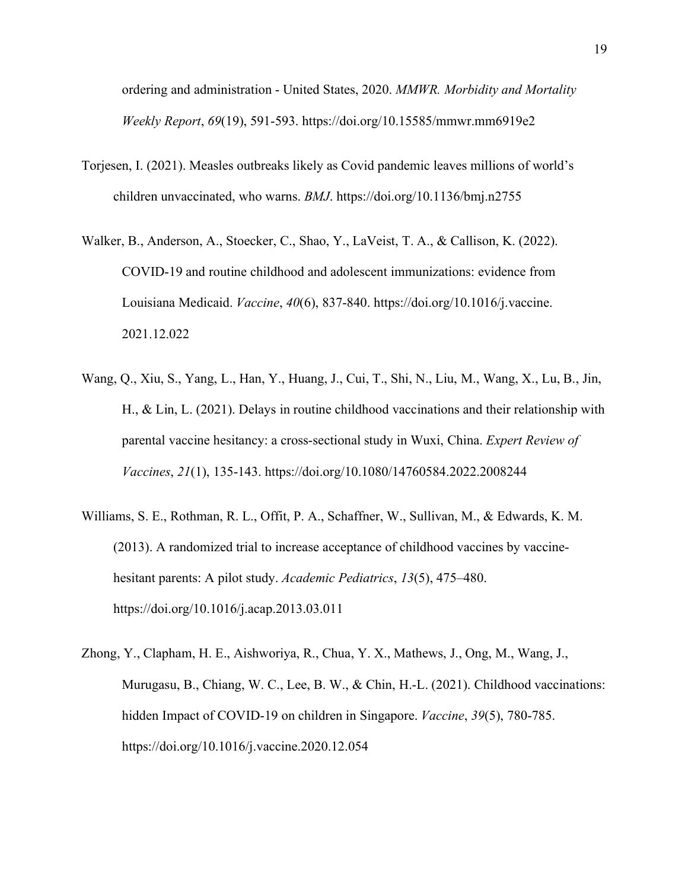ordering and administration - United States, 2020. *MMWR. Morbidity and Mortality Weekly Report*, *69*(19), 591-593. https://doi.org/10.15585/mmwr.mm6919e2

Torjesen, I. (2021). Measles outbreaks likely as Covid pandemic leaves millions of world's children unvaccinated, who warns. *BMJ*. https://doi.org/10.1136/bmj.n2755

Walker, B., Anderson, A., Stoecker, C., Shao, Y., LaVeist, T. A., & Callison, K. (2022). COVID-19 and routine childhood and adolescent immunizations: evidence from Louisiana Medicaid. *Vaccine*, *40*(6), 837-840. https://doi.org/10.1016/j.vaccine.2021.12.022

Wang, Q., Xiu, S., Yang, L., Han, Y., Huang, J., Cui, T., Shi, N., Liu, M., Wang, X., Lu, B., Jin, H., & Lin, L. (2021). Delays in routine childhood vaccinations and their relationship with parental vaccine hesitancy: a cross-sectional study in Wuxi, China. *Expert Review of Vaccines*, *21*(1), 135-143. https://doi.org/10.1080/14760584.2022.2008244

Williams, S. E., Rothman, R. L., Offit, P. A., Schaffner, W., Sullivan, M., & Edwards, K. M. (2013). A randomized trial to increase acceptance of childhood vaccines by vaccine-hesitant parents: A pilot study. *Academic Pediatrics*, *13*(5), 475–480. https://doi.org/10.1016/j.acap.2013.03.011

Zhong, Y., Clapham, H. E., Aishworiya, R., Chua, Y. X., Mathews, J., Ong, M., Wang, J., Murugasu, B., Chiang, W. C., Lee, B. W., & Chin, H.-L. (2021). Childhood vaccinations: hidden Impact of COVID-19 on children in Singapore. *Vaccine*, *39*(5), 780-785. https://doi.org/10.1016/j.vaccine.2020.12.054